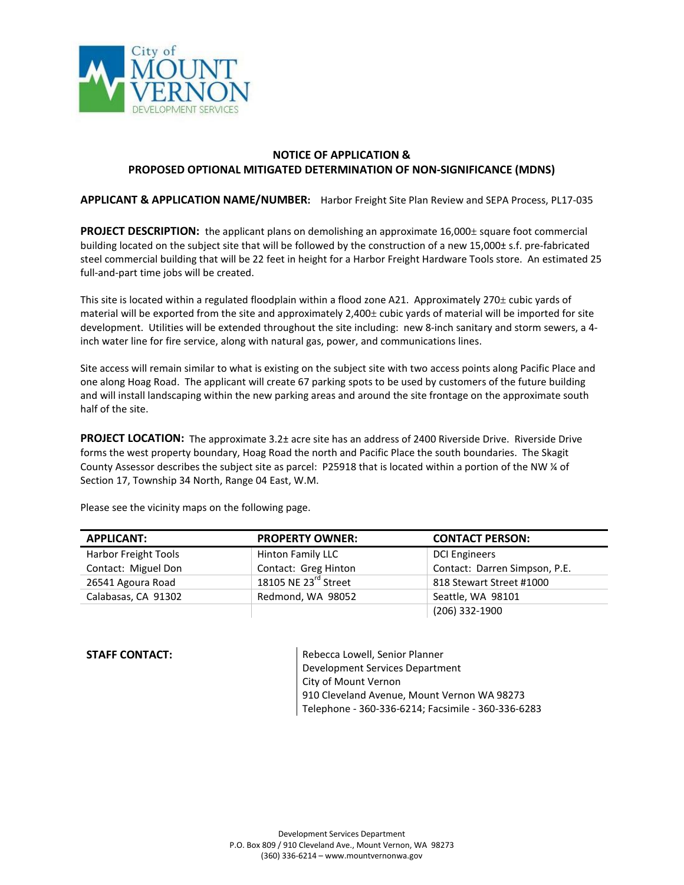City of MOUNT VERNON DEVELOPMENT SERVICES

## NOTICE OF APPLICATION & PROPOSED OPTIONAL MITIGATED DETERMINATION OF NON-SIGNIFICANCE (MDNS)

**APPLICANT & APPLICATION NAME/NUMBER:** Harbor Freight Site Plan Review and SEPA Process, PL17-035

**PROJECT DESCRIPTION:** the applicant plans on demolishing an approximate 16,000± square foot commercial building located on the subject site that will be followed by the construction of a new 15,000± s.f. pre-fabricated steel commercial building that will be 22 feet in height for a Harbor Freight Hardware Tools store. An estimated 25 full-and-part time jobs will be created.

This site is located within a regulated floodplain within a flood zone A21. Approximately 270± cubic yards of material will be exported from the site and approximately 2,400± cubic yards of material will be imported for site development. Utilities will be extended throughout the site including: new 8-inch sanitary and storm sewers, a 4-inch water line for fire service, along with natural gas, power, and communications lines.

Site access will remain similar to what is existing on the subject site with two access points along Pacific Place and one along Hoag Road. The applicant will create 67 parking spots to be used by customers of the future building and will install landscaping within the new parking areas and around the site frontage on the approximate south half of the site.

**PROJECT LOCATION:** The approximate 3.2± acre site has an address of 2400 Riverside Drive. Riverside Drive forms the west property boundary, Hoag Road the north and Pacific Place the south boundaries. The Skagit County Assessor describes the subject site as parcel: P25918 that is located within a portion of the NW ¼ of Section 17, Township 34 North, Range 04 East, W.M.

Please see the vicinity maps on the following page.

| APPLICANT: | PROPERTY OWNER: | CONTACT PERSON: |
|---|---|---|
| Harbor Freight Tools | Hinton Family LLC | DCI Engineers |
| Contact: Miguel Don | Contact: Greg Hinton | Contact: Darren Simpson, P.E. |
| 26541 Agoura Road | 18105 NE 23rd Street | 818 Stewart Street #1000 |
| Calabasas, CA 91302 | Redmond, WA 98052 | Seattle, WA 98101 |
| | | (206) 332-1900 |

**STAFF CONTACT:**

Rebecca Lowell, Senior Planner
Development Services Department
City of Mount Vernon
910 Cleveland Avenue, Mount Vernon WA 98273
Telephone - 360-336-6214; Facsimile - 360-336-6283

Development Services Department
P.O. Box 809 / 910 Cleveland Ave., Mount Vernon, WA 98273
(360) 336-6214 – www.mountvernonwa.gov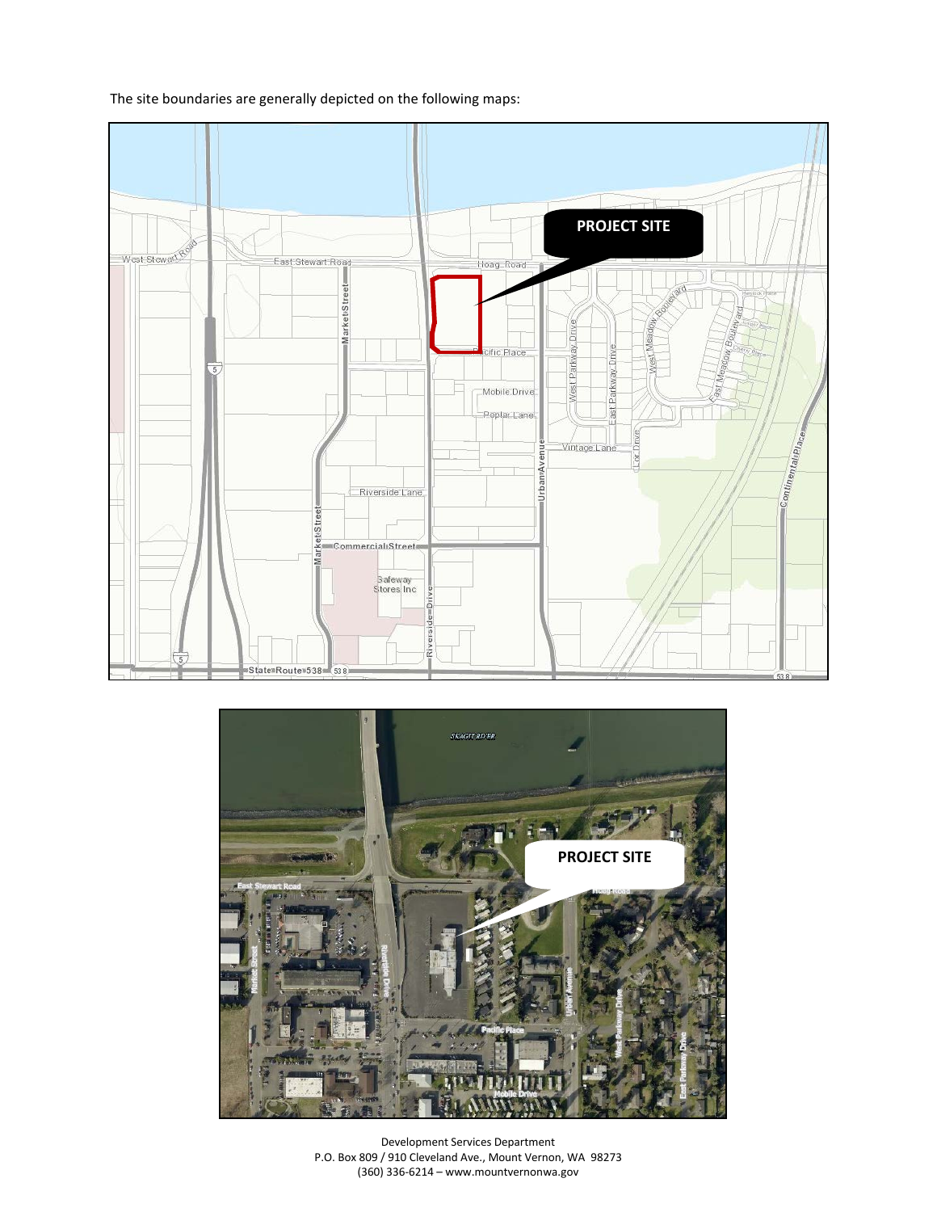The site boundaries are generally depicted on the following maps: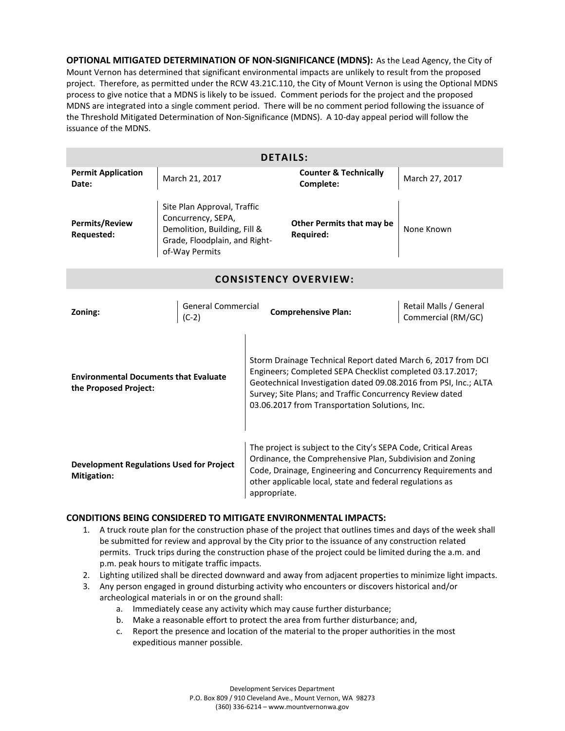**OPTIONAL MITIGATED DETERMINATION OF NON-SIGNIFICANCE (MDNS):** As the Lead Agency, the City of Mount Vernon has determined that significant environmental impacts are unlikely to result from the proposed project. Therefore, as permitted under the RCW 43.21C.110, the City of Mount Vernon is using the Optional MDNS process to give notice that a MDNS is likely to be issued. Comment periods for the project and the proposed MDNS are integrated into a single comment period. There will be no comment period following the issuance of the Threshold Mitigated Determination of Non-Significance (MDNS). A 10-day appeal period will follow the issuance of the MDNS.

## DETAILS:

| | | | |
|---|---|---|---|
| **Permit Application Date:** | March 21, 2017 | **Counter & Technically Complete:** | March 27, 2017 |
| **Permits/Review Requested:** | Site Plan Approval, Traffic Concurrency, SEPA, Demolition, Building, Fill & Grade, Floodplain, and Right-of-Way Permits | **Other Permits that may be Required:** | None Known |

## CONSISTENCY OVERVIEW:

| | | | |
|---|---|---|---|
| **Zoning:** | General Commercial (C-2) | **Comprehensive Plan:** | Retail Malls / General Commercial (RM/GC) |

| | |
|---|---|
| **Environmental Documents that Evaluate the Proposed Project:** | Storm Drainage Technical Report dated March 6, 2017 from DCI Engineers; Completed SEPA Checklist completed 03.17.2017; Geotechnical Investigation dated 09.08.2016 from PSI, Inc.; ALTA Survey; Site Plans; and Traffic Concurrency Review dated 03.06.2017 from Transportation Solutions, Inc. |
| **Development Regulations Used for Project Mitigation:** | The project is subject to the City's SEPA Code, Critical Areas Ordinance, the Comprehensive Plan, Subdivision and Zoning Code, Drainage, Engineering and Concurrency Requirements and other applicable local, state and federal regulations as appropriate. |

### CONDITIONS BEING CONSIDERED TO MITIGATE ENVIRONMENTAL IMPACTS:

1. A truck route plan for the construction phase of the project that outlines times and days of the week shall be submitted for review and approval by the City prior to the issuance of any construction related permits. Truck trips during the construction phase of the project could be limited during the a.m. and p.m. peak hours to mitigate traffic impacts.
2. Lighting utilized shall be directed downward and away from adjacent properties to minimize light impacts.
3. Any person engaged in ground disturbing activity who encounters or discovers historical and/or archeological materials in or on the ground shall:
    a. Immediately cease any activity which may cause further disturbance;
    b. Make a reasonable effort to protect the area from further disturbance; and,
    c. Report the presence and location of the material to the proper authorities in the most expeditious manner possible.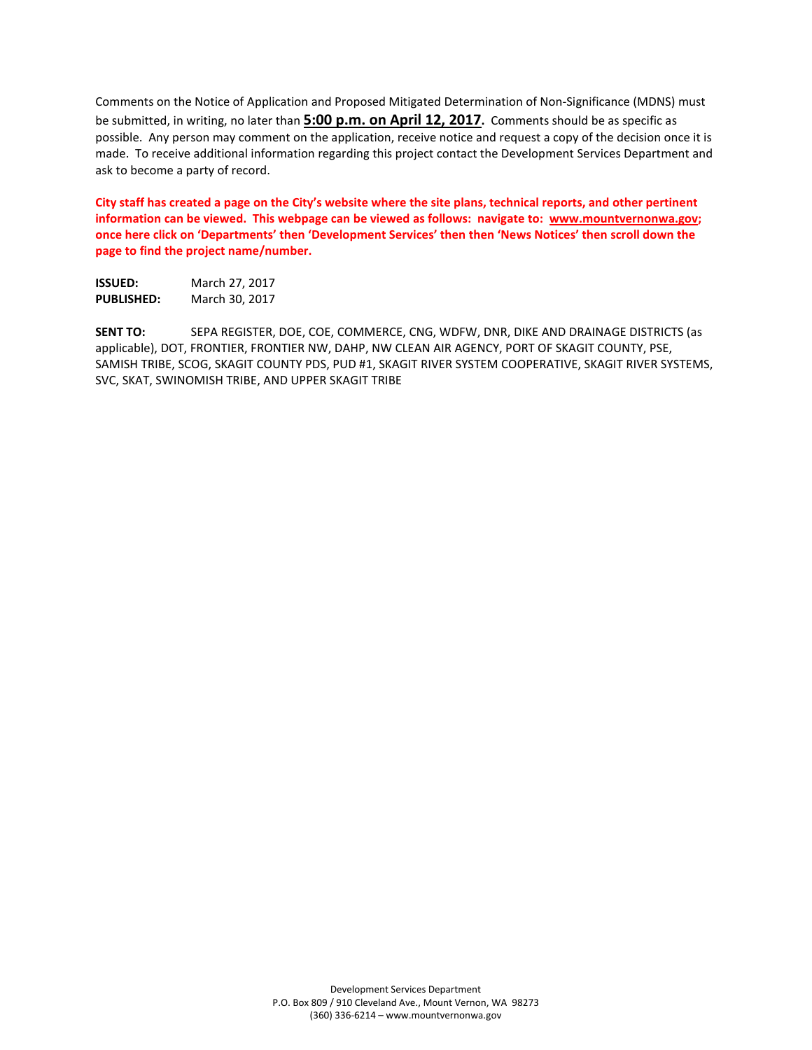Comments on the Notice of Application and Proposed Mitigated Determination of Non-Significance (MDNS) must be submitted, in writing, no later than **5:00 p.m. on April 12, 2017.** Comments should be as specific as possible. Any person may comment on the application, receive notice and request a copy of the decision once it is made. To receive additional information regarding this project contact the Development Services Department and ask to become a party of record.

**City staff has created a page on the City's website where the site plans, technical reports, and other pertinent information can be viewed. This webpage can be viewed as follows: navigate to: www.mountvernonwa.gov; once here click on 'Departments' then 'Development Services' then then 'News Notices' then scroll down the page to find the project name/number.**

**ISSUED:** March 27, 2017
**PUBLISHED:** March 30, 2017

**SENT TO:** SEPA REGISTER, DOE, COE, COMMERCE, CNG, WDFW, DNR, DIKE AND DRAINAGE DISTRICTS (as applicable), DOT, FRONTIER, FRONTIER NW, DAHP, NW CLEAN AIR AGENCY, PORT OF SKAGIT COUNTY, PSE, SAMISH TRIBE, SCOG, SKAGIT COUNTY PDS, PUD #1, SKAGIT RIVER SYSTEM COOPERATIVE, SKAGIT RIVER SYSTEMS, SVC, SKAT, SWINOMISH TRIBE, AND UPPER SKAGIT TRIBE

Development Services Department
P.O. Box 809 / 910 Cleveland Ave., Mount Vernon, WA 98273
(360) 336-6214 – www.mountvernonwa.gov